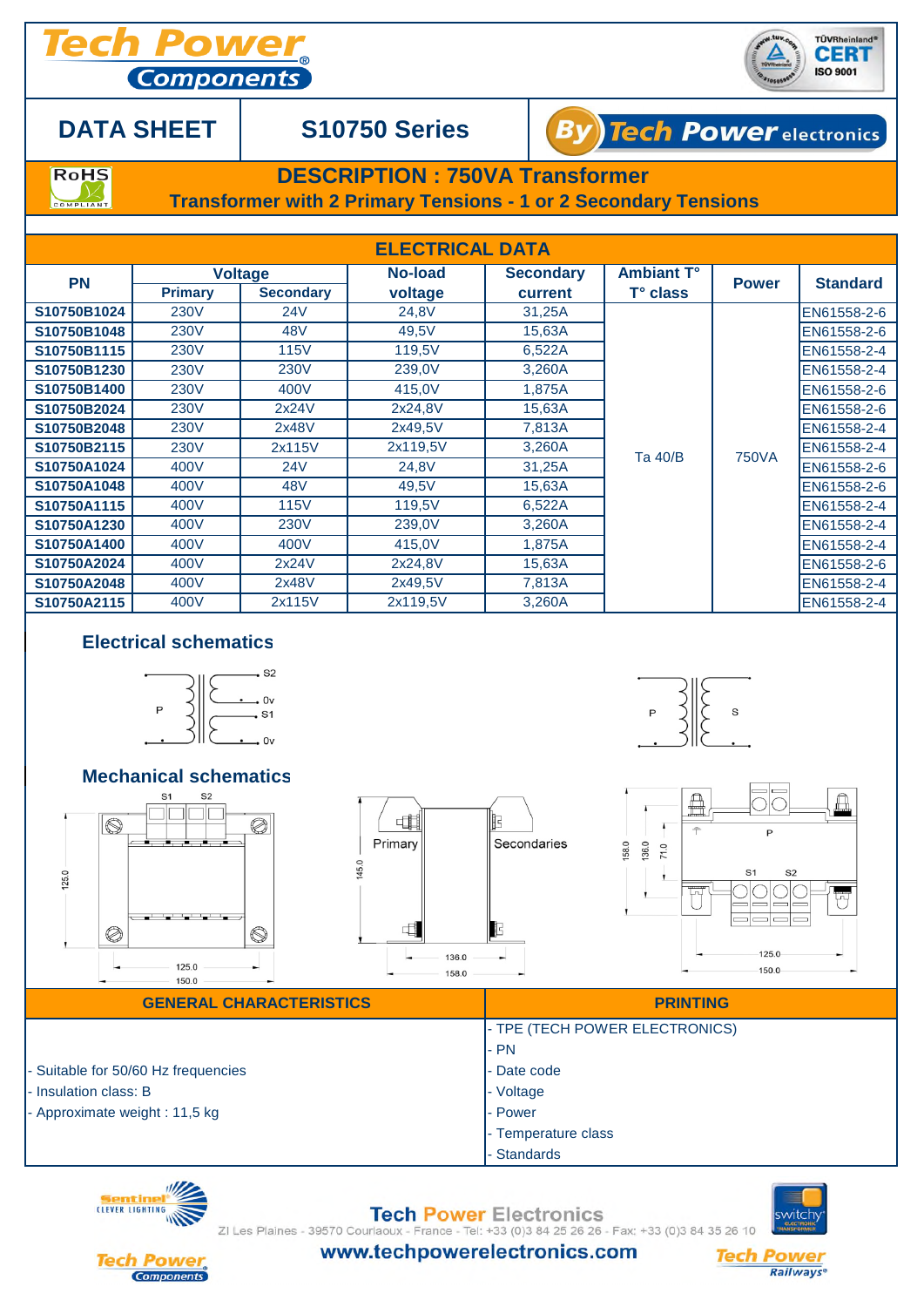# DATA SHEET

## S10750 Series

## DESCRIPTION : 750VA Transformer

### Transformer with 2 Primary Tensions - 1 or 2 Secondary Tensions

## ELECTRICAL DATA

| PN | Voltage | | No-load voltage | Secondary current | Ambiant T° T° class | Power | Standard |
|---|---|---|---|---|---|---|---|
| | Primary | Secondary | | | | | |
| S10750B1024 | 230V | 24V | 24,8V | 31,25A | Ta 40/B | 750VA | EN61558-2-6 |
| S10750B1048 | 230V | 48V | 49,5V | 15,63A | | | EN61558-2-6 |
| S10750B1115 | 230V | 115V | 119,5V | 6,522A | | | EN61558-2-4 |
| S10750B1230 | 230V | 230V | 239,0V | 3,260A | | | EN61558-2-4 |
| S10750B1400 | 230V | 400V | 415,0V | 1,875A | | | EN61558-2-6 |
| S10750B2024 | 230V | 2x24V | 2x24,8V | 15,63A | | | EN61558-2-6 |
| S10750B2048 | 230V | 2x48V | 2x49,5V | 7,813A | | | EN61558-2-4 |
| S10750B2115 | 230V | 2x115V | 2x119,5V | 3,260A | | | EN61558-2-4 |
| S10750A1024 | 400V | 24V | 24,8V | 31,25A | | | EN61558-2-6 |
| S10750A1048 | 400V | 48V | 49,5V | 15,63A | | | EN61558-2-6 |
| S10750A1115 | 400V | 115V | 119,5V | 6,522A | | | EN61558-2-4 |
| S10750A1230 | 400V | 230V | 239,0V | 3,260A | | | EN61558-2-4 |
| S10750A1400 | 400V | 400V | 415,0V | 1,875A | | | EN61558-2-4 |
| S10750A2024 | 400V | 2x24V | 2x24,8V | 15,63A | | | EN61558-2-6 |
| S10750A2048 | 400V | 2x48V | 2x49,5V | 7,813A | | | EN61558-2-4 |
| S10750A2115 | 400V | 2x115V | 2x119,5V | 3,260A | | | EN61558-2-4 |

## Electrical schematics

## Mechanical schematics

| GENERAL CHARACTERISTICS | PRINTING |
|---|---|
| - Suitable for 50/60 Hz frequencies<br>- Insulation class: B<br>- Approximate weight : 11,5 kg | - TPE (TECH POWER ELECTRONICS)<br>- PN<br>- Date code<br>- Voltage<br>- Power<br>- Temperature class<br>- Standards |

Tech Power Electronics

ZI Les Plaines - 39570 Courlaoux - France - Tel: +33 (0)3 84 25 26 26 - Fax: +33 (0)3 84 35 26 10

www.techpowerelectronics.com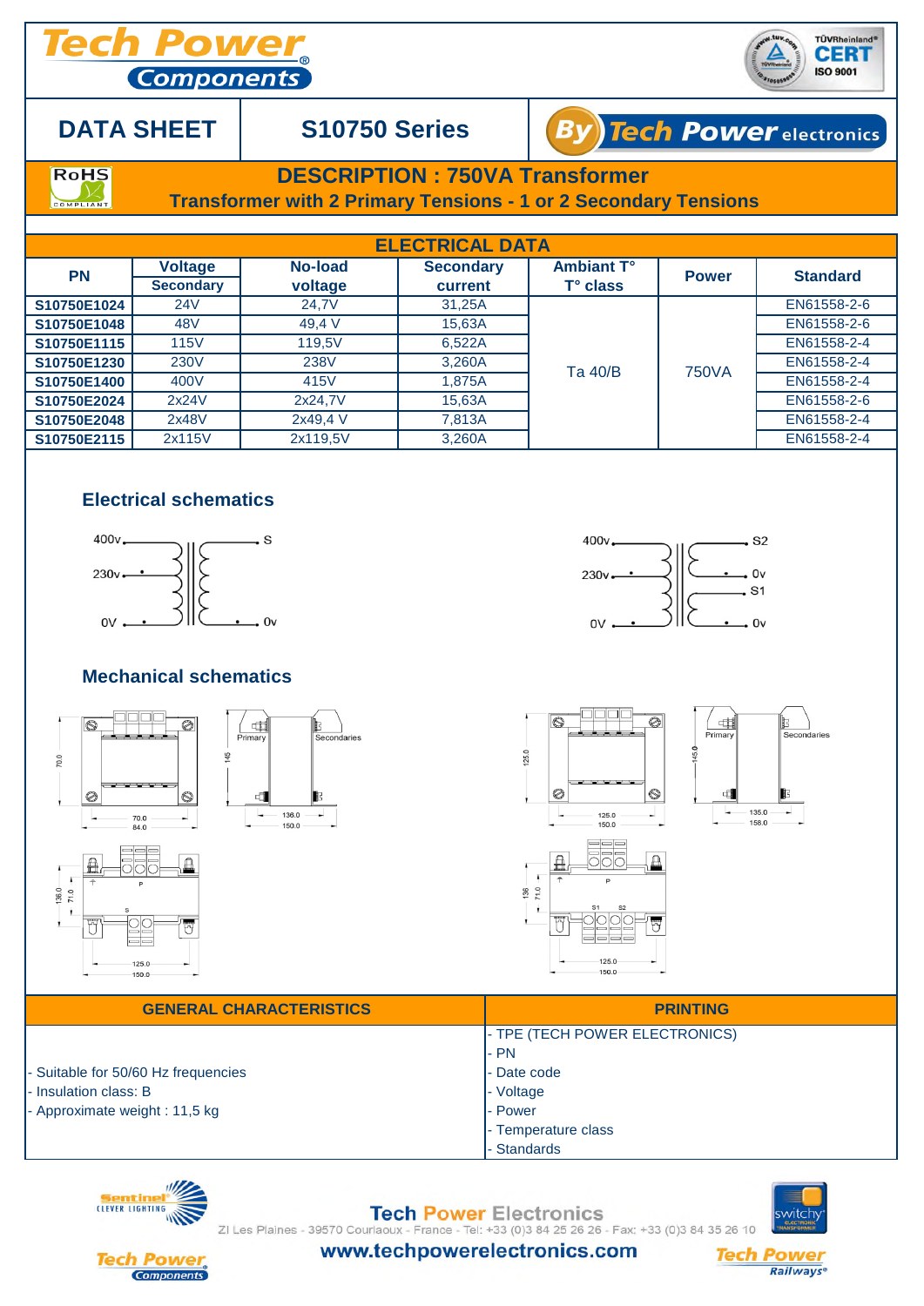# DATA SHEET

## S10750 Series

## DESCRIPTION : 750VA Transformer

**Transformer with 2 Primary Tensions - 1 or 2 Secondary Tensions**

## ELECTRICAL DATA

| PN | Voltage Secondary | No-load voltage | Secondary current | Ambiant T° T° class | Power | Standard |
|---|---|---|---|---|---|---|
| S10750E1024 | 24V | 24,7V | 31,25A | Ta 40/B | 750VA | EN61558-2-6 |
| S10750E1048 | 48V | 49,4 V | 15,63A | Ta 40/B | 750VA | EN61558-2-6 |
| S10750E1115 | 115V | 119,5V | 6,522A | Ta 40/B | 750VA | EN61558-2-4 |
| S10750E1230 | 230V | 238V | 3,260A | Ta 40/B | 750VA | EN61558-2-4 |
| S10750E1400 | 400V | 415V | 1,875A | Ta 40/B | 750VA | EN61558-2-4 |
| S10750E2024 | 2x24V | 2x24,7V | 15,63A | Ta 40/B | 750VA | EN61558-2-6 |
| S10750E2048 | 2x48V | 2x49,4 V | 7,813A | Ta 40/B | 750VA | EN61558-2-4 |
| S10750E2115 | 2x115V | 2x119,5V | 3,260A | Ta 40/B | 750VA | EN61558-2-4 |

### Electrical schematics

400v
230v
0V
S
0v

400v
230v
0V
S2
0v
S1
0v

### Mechanical schematics

70.0
84.0
70.0
Primary
Secondaries
145
136.0
150.0
136.0
71.0
P
S
125.0
150.0

125.0
125.0
150.0
Primary
Secondaries
145.0
135.0
158.0
136
71.0
P
S1
S2
125.0
150.0

| GENERAL CHARACTERISTICS | PRINTING |
|---|---|
| - Suitable for 50/60 Hz frequencies<br>- Insulation class: B<br>- Approximate weight : 11,5 kg | - TPE (TECH POWER ELECTRONICS)<br>- PN<br>- Date code<br>- Voltage<br>- Power<br>- Temperature class<br>- Standards |

**Tech Power Electronics**

ZI Les Plaines - 39570 Courlaoux - France - Tel: +33 (0)3 84 25 26 26 - Fax: +33 (0)3 84 35 26 10

www.techpowerelectronics.com